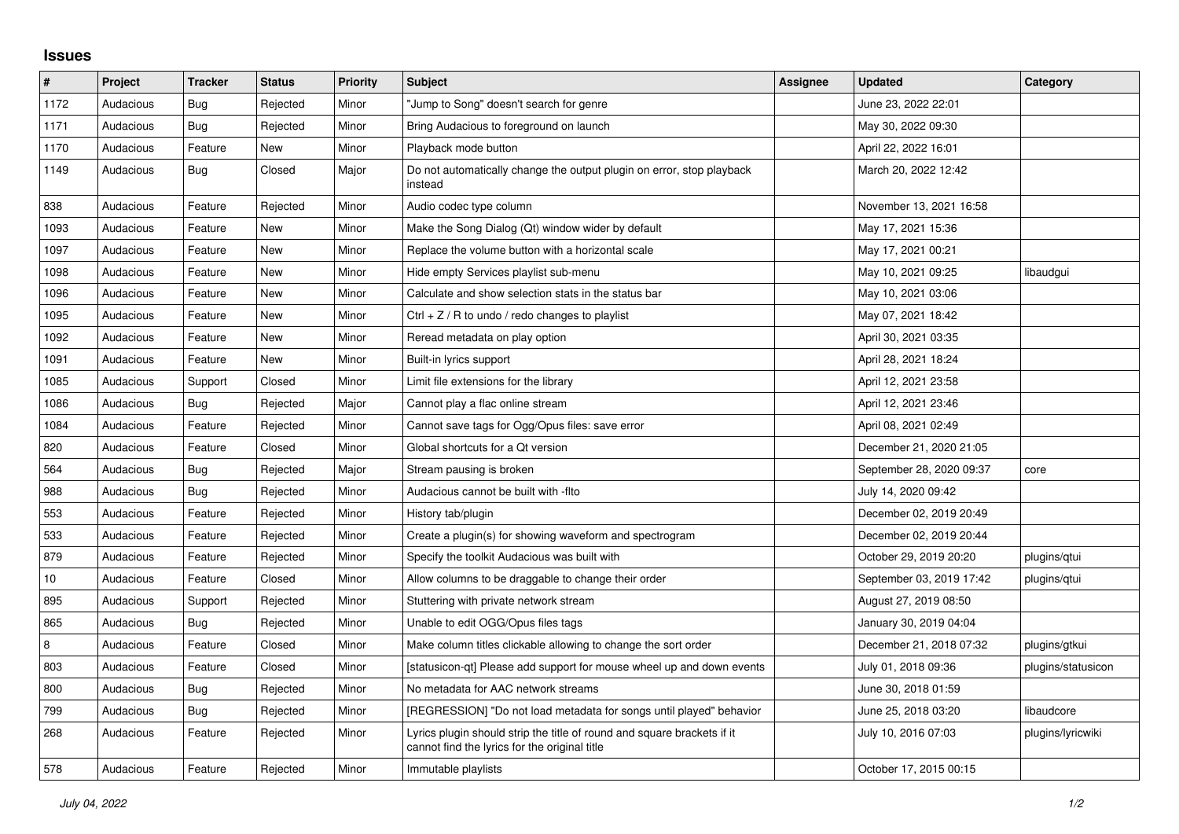## Issues

| # | Project | Tracker | Status | Priority | Subject | Assignee | Updated | Category |
|---|---|---|---|---|---|---|---|---|
| 1172 | Audacious | Bug | Rejected | Minor | "Jump to Song" doesn't search for genre | | June 23, 2022 22:01 | |
| 1171 | Audacious | Bug | Rejected | Minor | Bring Audacious to foreground on launch | | May 30, 2022 09:30 | |
| 1170 | Audacious | Feature | New | Minor | Playback mode button | | April 22, 2022 16:01 | |
| 1149 | Audacious | Bug | Closed | Major | Do not automatically change the output plugin on error, stop playback instead | | March 20, 2022 12:42 | |
| 838 | Audacious | Feature | Rejected | Minor | Audio codec type column | | November 13, 2021 16:58 | |
| 1093 | Audacious | Feature | New | Minor | Make the Song Dialog (Qt) window wider by default | | May 17, 2021 15:36 | |
| 1097 | Audacious | Feature | New | Minor | Replace the volume button with a horizontal scale | | May 17, 2021 00:21 | |
| 1098 | Audacious | Feature | New | Minor | Hide empty Services playlist sub-menu | | May 10, 2021 09:25 | libaudgui |
| 1096 | Audacious | Feature | New | Minor | Calculate and show selection stats in the status bar | | May 10, 2021 03:06 | |
| 1095 | Audacious | Feature | New | Minor | Ctrl + Z / R to undo / redo changes to playlist | | May 07, 2021 18:42 | |
| 1092 | Audacious | Feature | New | Minor | Reread metadata on play option | | April 30, 2021 03:35 | |
| 1091 | Audacious | Feature | New | Minor | Built-in lyrics support | | April 28, 2021 18:24 | |
| 1085 | Audacious | Support | Closed | Minor | Limit file extensions for the library | | April 12, 2021 23:58 | |
| 1086 | Audacious | Bug | Rejected | Major | Cannot play a flac online stream | | April 12, 2021 23:46 | |
| 1084 | Audacious | Feature | Rejected | Minor | Cannot save tags for Ogg/Opus files: save error | | April 08, 2021 02:49 | |
| 820 | Audacious | Feature | Closed | Minor | Global shortcuts for a Qt version | | December 21, 2020 21:05 | |
| 564 | Audacious | Bug | Rejected | Major | Stream pausing is broken | | September 28, 2020 09:37 | core |
| 988 | Audacious | Bug | Rejected | Minor | Audacious cannot be built with -flto | | July 14, 2020 09:42 | |
| 553 | Audacious | Feature | Rejected | Minor | History tab/plugin | | December 02, 2019 20:49 | |
| 533 | Audacious | Feature | Rejected | Minor | Create a plugin(s) for showing waveform and spectrogram | | December 02, 2019 20:44 | |
| 879 | Audacious | Feature | Rejected | Minor | Specify the toolkit Audacious was built with | | October 29, 2019 20:20 | plugins/qtui |
| 10 | Audacious | Feature | Closed | Minor | Allow columns to be draggable to change their order | | September 03, 2019 17:42 | plugins/qtui |
| 895 | Audacious | Support | Rejected | Minor | Stuttering with private network stream | | August 27, 2019 08:50 | |
| 865 | Audacious | Bug | Rejected | Minor | Unable to edit OGG/Opus files tags | | January 30, 2019 04:04 | |
| 8 | Audacious | Feature | Closed | Minor | Make column titles clickable allowing to change the sort order | | December 21, 2018 07:32 | plugins/gtkui |
| 803 | Audacious | Feature | Closed | Minor | [statusicon-qt] Please add support for mouse wheel up and down events | | July 01, 2018 09:36 | plugins/statusicon |
| 800 | Audacious | Bug | Rejected | Minor | No metadata for AAC network streams | | June 30, 2018 01:59 | |
| 799 | Audacious | Bug | Rejected | Minor | [REGRESSION] "Do not load metadata for songs until played" behavior | | June 25, 2018 03:20 | libaudcore |
| 268 | Audacious | Feature | Rejected | Minor | Lyrics plugin should strip the title of round and square brackets if it cannot find the lyrics for the original title | | July 10, 2016 07:03 | plugins/lyricwiki |
| 578 | Audacious | Feature | Rejected | Minor | Immutable playlists | | October 17, 2015 00:15 | |

*July 04, 2022*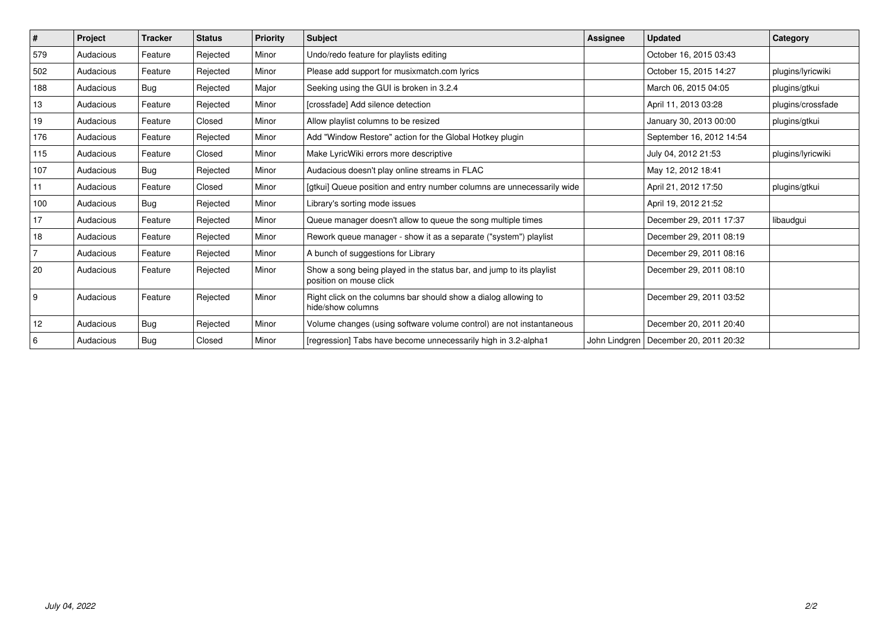| # | Project | Tracker | Status | Priority | Subject | Assignee | Updated | Category |
|---|---|---|---|---|---|---|---|---|
| 579 | Audacious | Feature | Rejected | Minor | Undo/redo feature for playlists editing | | October 16, 2015 03:43 | |
| 502 | Audacious | Feature | Rejected | Minor | Please add support for musixmatch.com lyrics | | October 15, 2015 14:27 | plugins/lyricwiki |
| 188 | Audacious | Bug | Rejected | Major | Seeking using the GUI is broken in 3.2.4 | | March 06, 2015 04:05 | plugins/gtkui |
| 13 | Audacious | Feature | Rejected | Minor | [crossfade] Add silence detection | | April 11, 2013 03:28 | plugins/crossfade |
| 19 | Audacious | Feature | Closed | Minor | Allow playlist columns to be resized | | January 30, 2013 00:00 | plugins/gtkui |
| 176 | Audacious | Feature | Rejected | Minor | Add "Window Restore" action for the Global Hotkey plugin | | September 16, 2012 14:54 | |
| 115 | Audacious | Feature | Closed | Minor | Make LyricWiki errors more descriptive | | July 04, 2012 21:53 | plugins/lyricwiki |
| 107 | Audacious | Bug | Rejected | Minor | Audacious doesn't play online streams in FLAC | | May 12, 2012 18:41 | |
| 11 | Audacious | Feature | Closed | Minor | [gtkui] Queue position and entry number columns are unnecessarily wide | | April 21, 2012 17:50 | plugins/gtkui |
| 100 | Audacious | Bug | Rejected | Minor | Library's sorting mode issues | | April 19, 2012 21:52 | |
| 17 | Audacious | Feature | Rejected | Minor | Queue manager doesn't allow to queue the song multiple times | | December 29, 2011 17:37 | libaudgui |
| 18 | Audacious | Feature | Rejected | Minor | Rework queue manager - show it as a separate ("system") playlist | | December 29, 2011 08:19 | |
| 7 | Audacious | Feature | Rejected | Minor | A bunch of suggestions for Library | | December 29, 2011 08:16 | |
| 20 | Audacious | Feature | Rejected | Minor | Show a song being played in the status bar, and jump to its playlist position on mouse click | | December 29, 2011 08:10 | |
| 9 | Audacious | Feature | Rejected | Minor | Right click on the columns bar should show a dialog allowing to hide/show columns | | December 29, 2011 03:52 | |
| 12 | Audacious | Bug | Rejected | Minor | Volume changes (using software volume control) are not instantaneous | | December 20, 2011 20:40 | |
| 6 | Audacious | Bug | Closed | Minor | [regression] Tabs have become unnecessarily high in 3.2-alpha1 | John Lindgren | December 20, 2011 20:32 | |